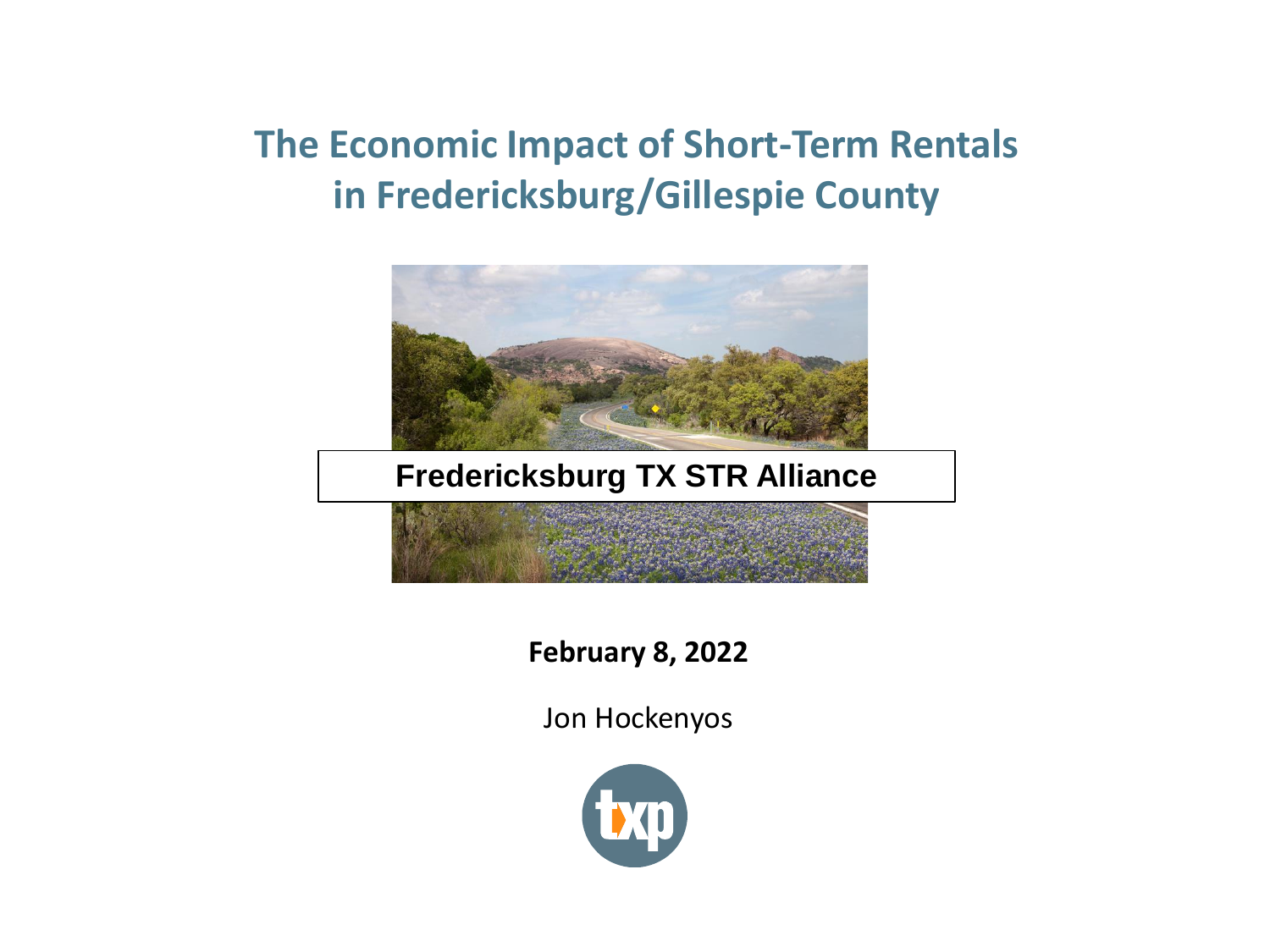# The Economic Impact of Short-Term Rentals in Fredericksburg/Gillespie County

**Fredericksburg TX STR Alliance**

**February 8, 2022**

Jon Hockenyos

txp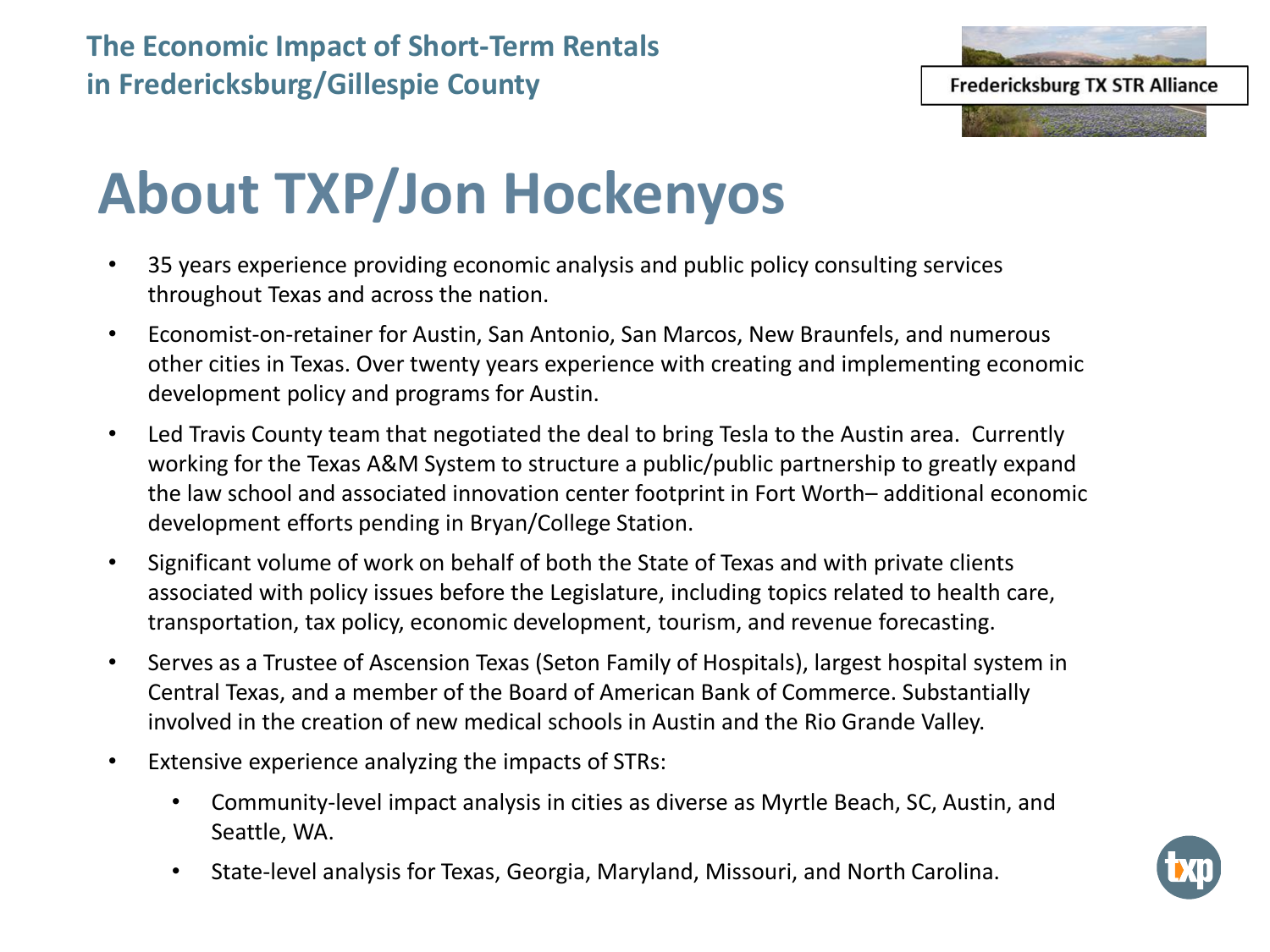# About TXP/Jon Hockenyos

- 35 years experience providing economic analysis and public policy consulting services throughout Texas and across the nation.
- Economist-on-retainer for Austin, San Antonio, San Marcos, New Braunfels, and numerous other cities in Texas. Over twenty years experience with creating and implementing economic development policy and programs for Austin.
- Led Travis County team that negotiated the deal to bring Tesla to the Austin area. Currently working for the Texas A&M System to structure a public/public partnership to greatly expand the law school and associated innovation center footprint in Fort Worth– additional economic development efforts pending in Bryan/College Station.
- Significant volume of work on behalf of both the State of Texas and with private clients associated with policy issues before the Legislature, including topics related to health care, transportation, tax policy, economic development, tourism, and revenue forecasting.
- Serves as a Trustee of Ascension Texas (Seton Family of Hospitals), largest hospital system in Central Texas, and a member of the Board of American Bank of Commerce. Substantially involved in the creation of new medical schools in Austin and the Rio Grande Valley.
- Extensive experience analyzing the impacts of STRs:
  - Community-level impact analysis in cities as diverse as Myrtle Beach, SC, Austin, and Seattle, WA.
  - State-level analysis for Texas, Georgia, Maryland, Missouri, and North Carolina.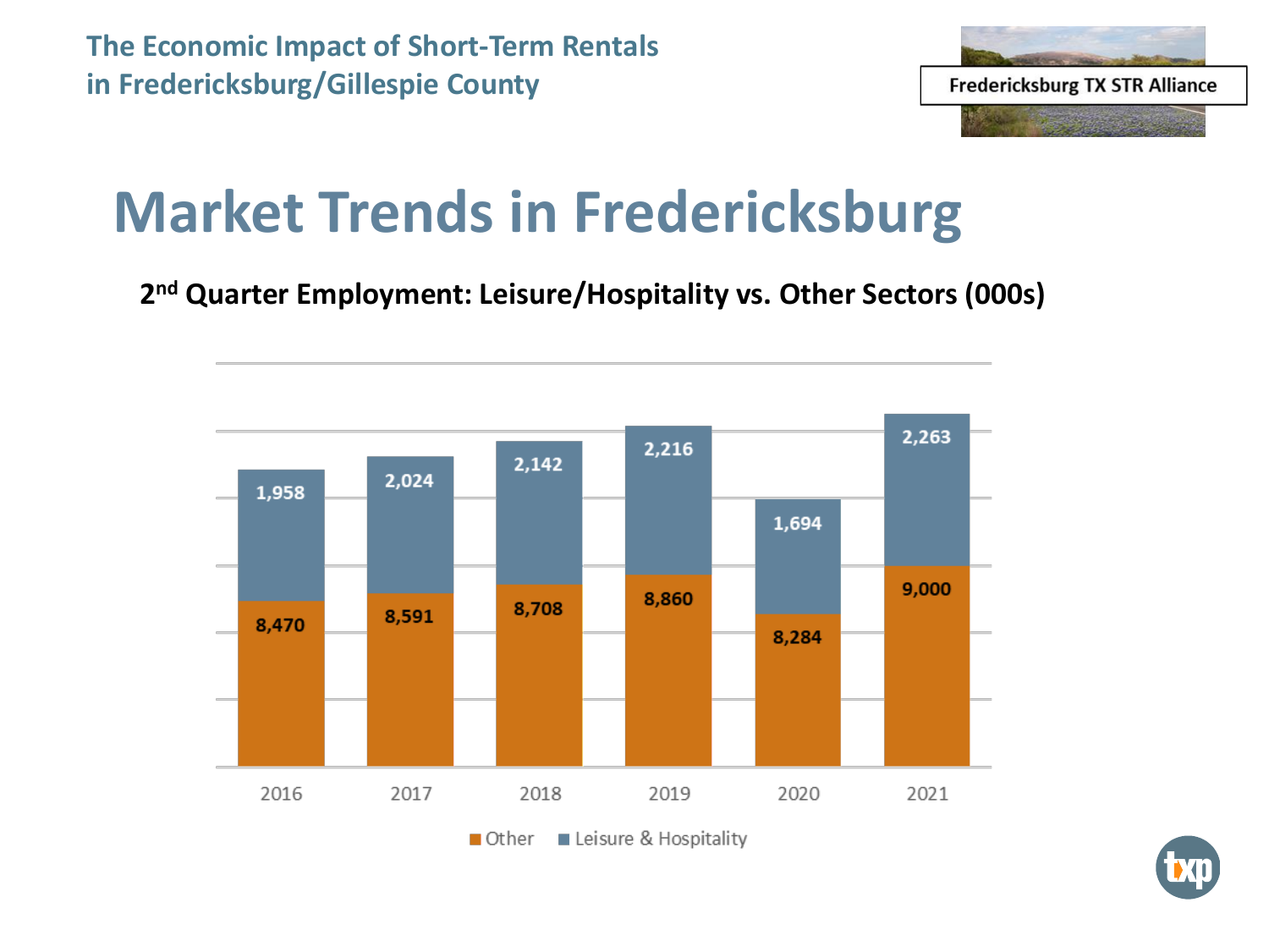# Market Trends in Fredericksburg

**2nd Quarter Employment: Leisure/Hospitality vs. Other Sectors (000s)**

| Year | Other | Leisure & Hospitality |
|---|---|---|
| 2016 | 8,470 | 1,958 |
| 2017 | 8,591 | 2,024 |
| 2018 | 8,708 | 2,142 |
| 2019 | 8,860 | 2,216 |
| 2020 | 8,284 | 1,694 |
| 2021 | 9,000 | 2,263 |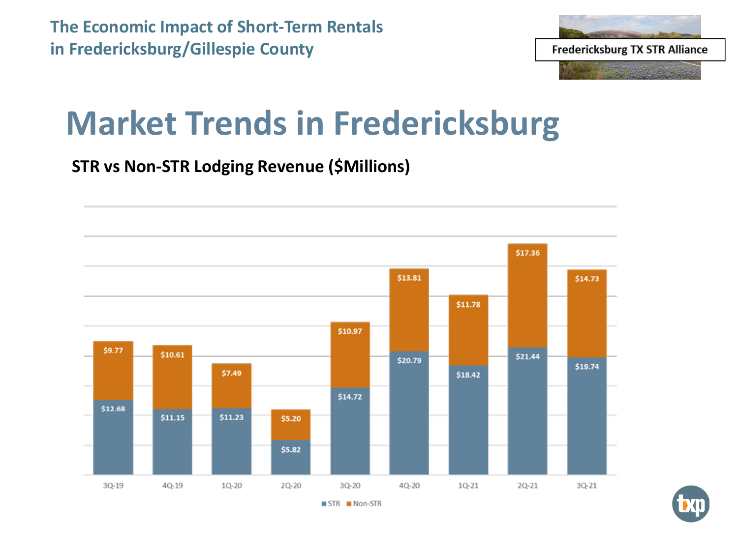The Economic Impact of Short-Term Rentals in Fredericksburg/Gillespie County

Fredericksburg TX STR Alliance

# Market Trends in Fredericksburg

**STR vs Non-STR Lodging Revenue ($Millions)**

| Quarter | STR | Non-STR |
|---|---|---|
| 3Q-19 | $12.68 | $9.77 |
| 4Q-19 | $11.15 | $10.61 |
| 1Q-20 | $11.23 | $7.49 |
| 2Q-20 | $5.82 | $5.20 |
| 3Q-20 | $14.72 | $10.97 |
| 4Q-20 | $20.79 | $13.81 |
| 1Q-21 | $18.42 | $11.78 |
| 2Q-21 | $21.44 | $17.36 |
| 3Q-21 | $19.74 | $14.73 |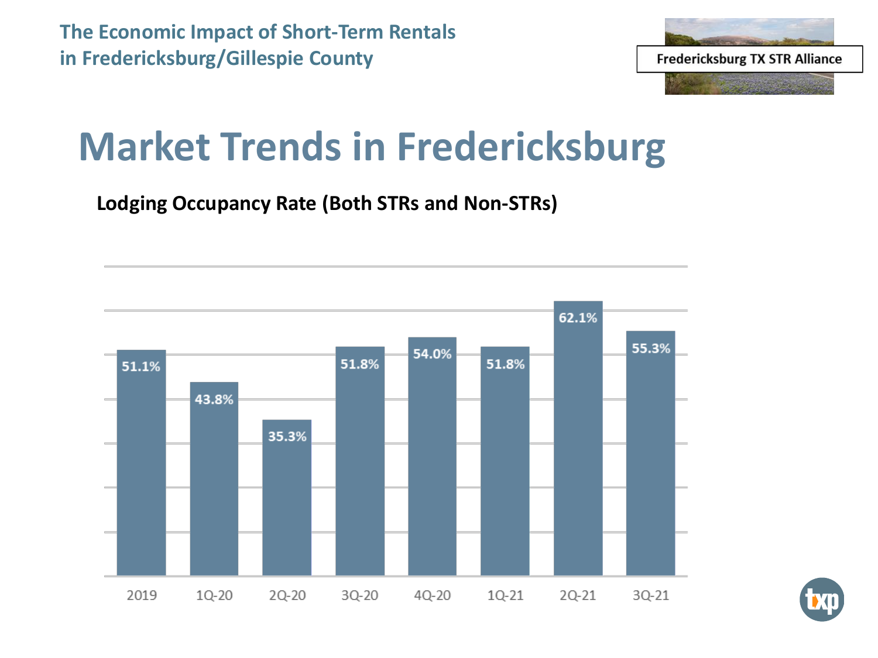# Market Trends in Fredericksburg

**Lodging Occupancy Rate (Both STRs and Non-STRs)**

| Period | Occupancy Rate |
|---|---|
| 2019 | 51.1% |
| 1Q-20 | 43.8% |
| 2Q-20 | 35.3% |
| 3Q-20 | 51.8% |
| 4Q-20 | 54.0% |
| 1Q-21 | 51.8% |
| 2Q-21 | 62.1% |
| 3Q-21 | 55.3% |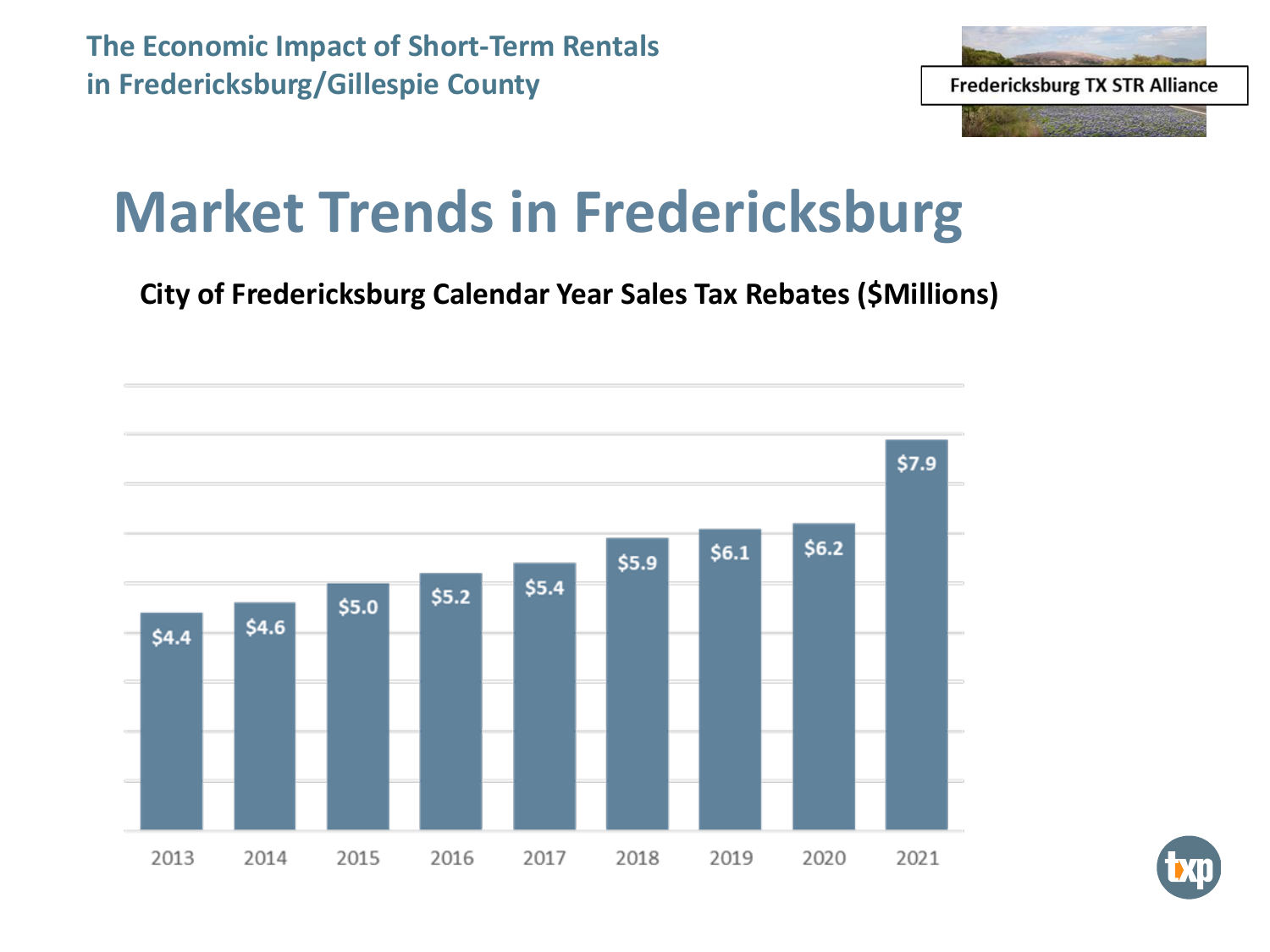# Market Trends in Fredericksburg

**City of Fredericksburg Calendar Year Sales Tax Rebates ($Millions)**

| Year | Sales Tax Rebates ($Millions) |
| --- | --- |
| 2013 | $4.4 |
| 2014 | $4.6 |
| 2015 | $5.0 |
| 2016 | $5.2 |
| 2017 | $5.4 |
| 2018 | $5.9 |
| 2019 | $6.1 |
| 2020 | $6.2 |
| 2021 | $7.9 |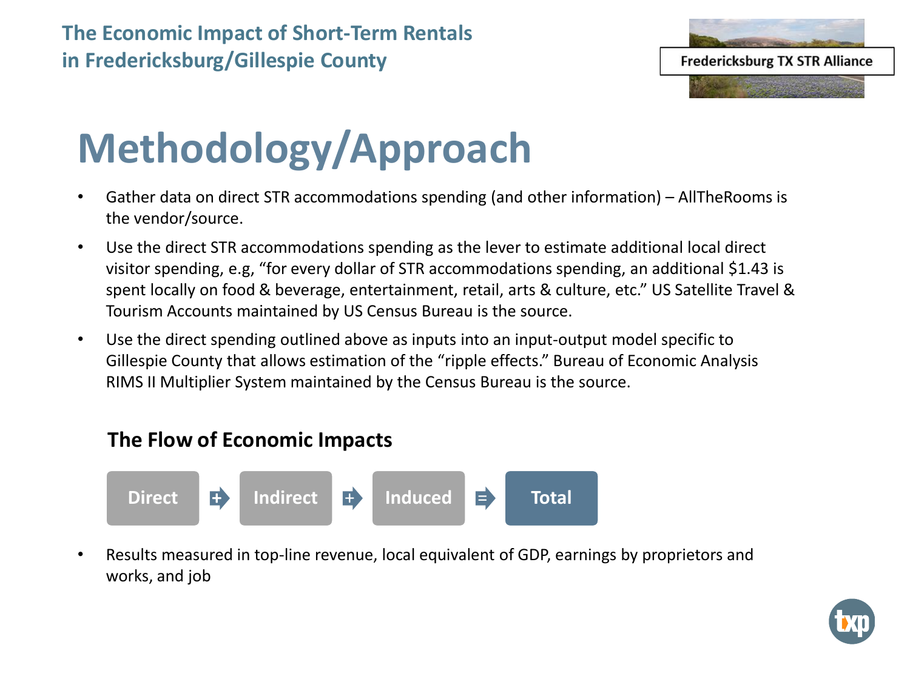# Methodology/Approach

- Gather data on direct STR accommodations spending (and other information) – AllTheRooms is the vendor/source.
- Use the direct STR accommodations spending as the lever to estimate additional local direct visitor spending, e.g, "for every dollar of STR accommodations spending, an additional $1.43 is spent locally on food & beverage, entertainment, retail, arts & culture, etc." US Satellite Travel & Tourism Accounts maintained by US Census Bureau is the source.
- Use the direct spending outlined above as inputs into an input-output model specific to Gillespie County that allows estimation of the "ripple effects." Bureau of Economic Analysis RIMS II Multiplier System maintained by the Census Bureau is the source.

### The Flow of Economic Impacts

Direct + Indirect + Induced = Total

- Results measured in top-line revenue, local equivalent of GDP, earnings by proprietors and works, and job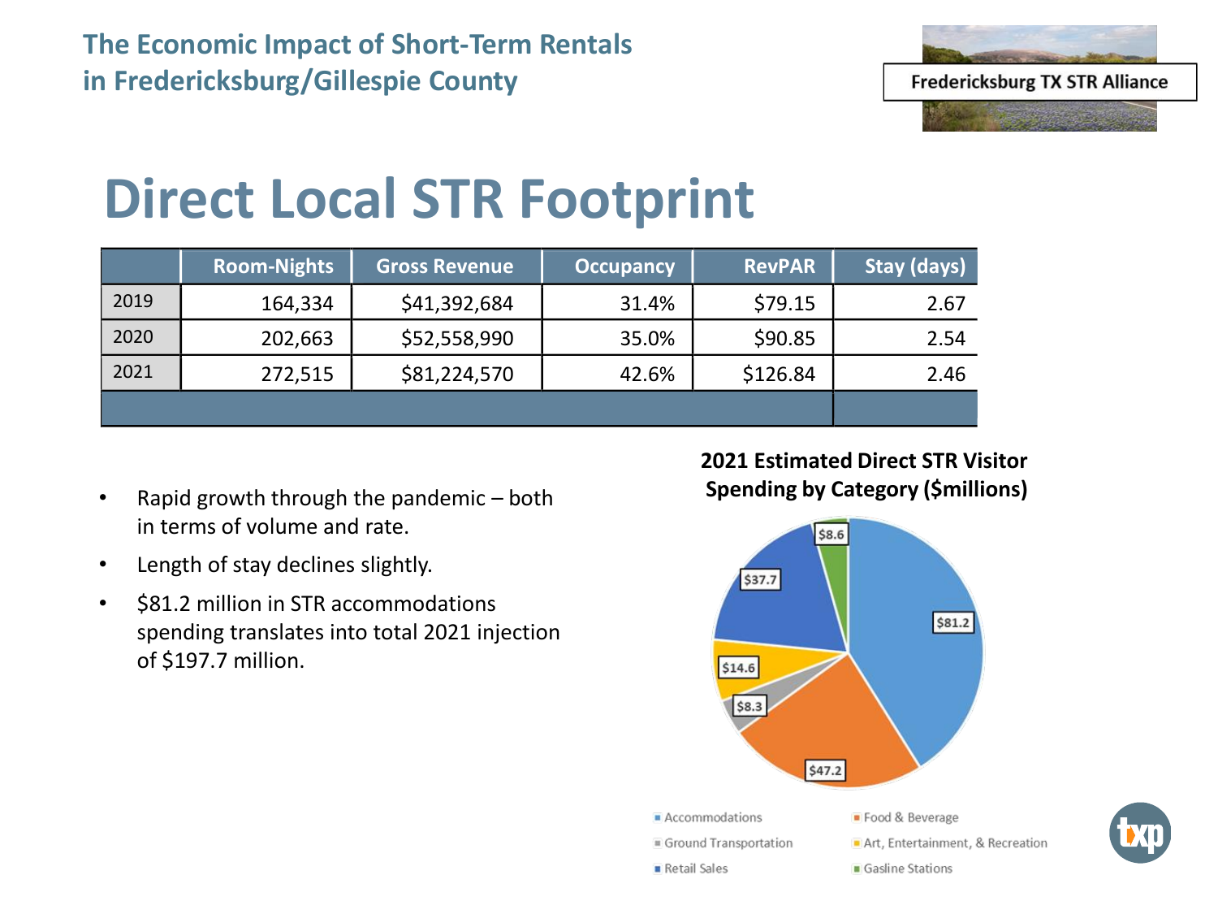# Direct Local STR Footprint

| | Room-Nights | Gross Revenue | Occupancy | RevPAR | Stay (days) |
|---|---|---|---|---|---|
| 2019 | 164,334 | $41,392,684 | 31.4% | $79.15 | 2.67 |
| 2020 | 202,663 | $52,558,990 | 35.0% | $90.85 | 2.54 |
| 2021 | 272,515 | $81,224,570 | 42.6% | $126.84 | 2.46 |

- Rapid growth through the pandemic – both in terms of volume and rate.
- Length of stay declines slightly.
- $81.2 million in STR accommodations spending translates into total 2021 injection of $197.7 million.

**2021 Estimated Direct STR Visitor Spending by Category ($millions)**

| Category | $millions |
|---|---|
| Accommodations | $81.2 |
| Food & Beverage | $47.2 |
| Ground Transportation | $8.3 |
| Art, Entertainment, & Recreation | $14.6 |
| Retail Sales | $37.7 |
| Gasline Stations | $8.6 |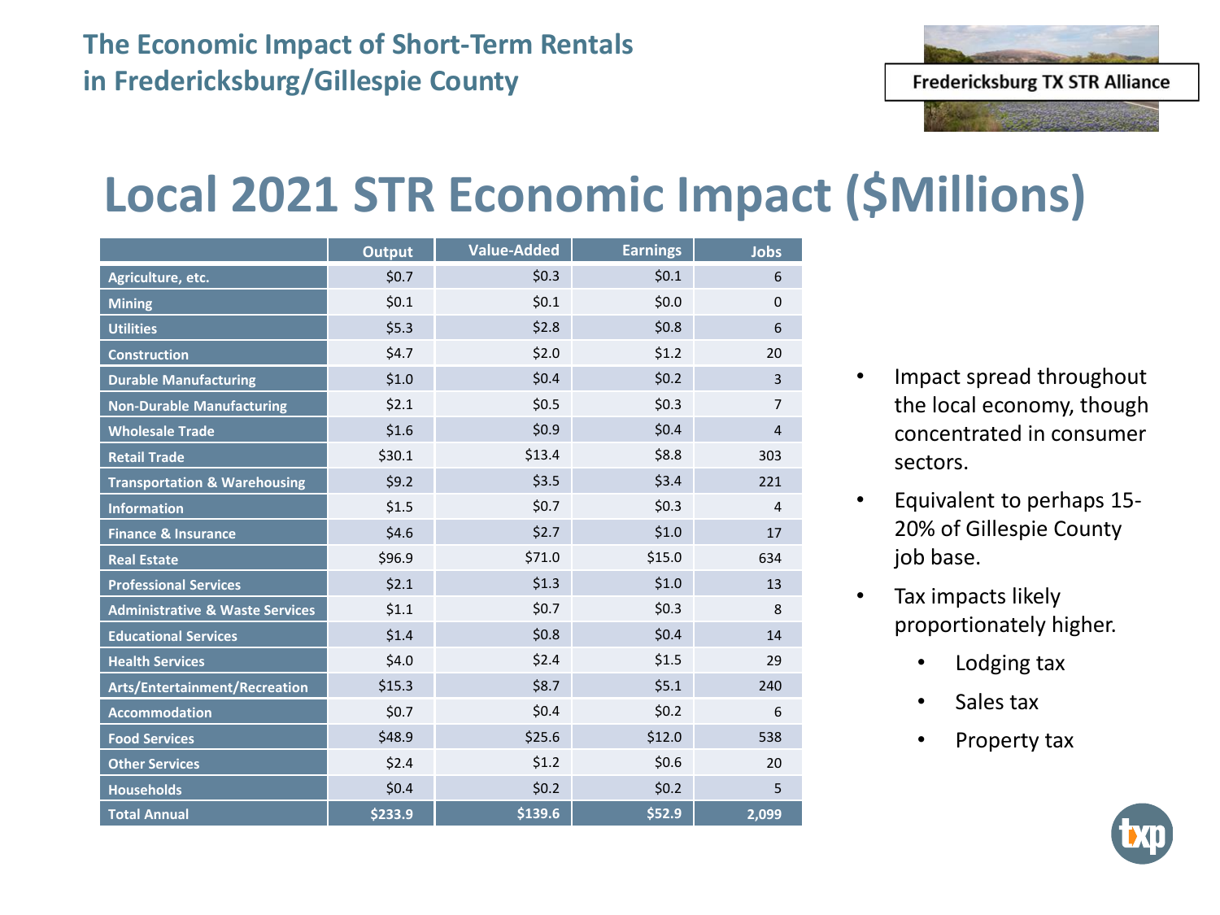The Economic Impact of Short-Term Rentals in Fredericksburg/Gillespie County

Fredericksburg TX STR Alliance

# Local 2021 STR Economic Impact ($Millions)

| | Output | Value-Added | Earnings | Jobs |
|---|---|---|---|---|
| Agriculture, etc. | $0.7 | $0.3 | $0.1 | 6 |
| Mining | $0.1 | $0.1 | $0.0 | 0 |
| Utilities | $5.3 | $2.8 | $0.8 | 6 |
| Construction | $4.7 | $2.0 | $1.2 | 20 |
| Durable Manufacturing | $1.0 | $0.4 | $0.2 | 3 |
| Non-Durable Manufacturing | $2.1 | $0.5 | $0.3 | 7 |
| Wholesale Trade | $1.6 | $0.9 | $0.4 | 4 |
| Retail Trade | $30.1 | $13.4 | $8.8 | 303 |
| Transportation & Warehousing | $9.2 | $3.5 | $3.4 | 221 |
| Information | $1.5 | $0.7 | $0.3 | 4 |
| Finance & Insurance | $4.6 | $2.7 | $1.0 | 17 |
| Real Estate | $96.9 | $71.0 | $15.0 | 634 |
| Professional Services | $2.1 | $1.3 | $1.0 | 13 |
| Administrative & Waste Services | $1.1 | $0.7 | $0.3 | 8 |
| Educational Services | $1.4 | $0.8 | $0.4 | 14 |
| Health Services | $4.0 | $2.4 | $1.5 | 29 |
| Arts/Entertainment/Recreation | $15.3 | $8.7 | $5.1 | 240 |
| Accommodation | $0.7 | $0.4 | $0.2 | 6 |
| Food Services | $48.9 | $25.6 | $12.0 | 538 |
| Other Services | $2.4 | $1.2 | $0.6 | 20 |
| Households | $0.4 | $0.2 | $0.2 | 5 |
| **Total Annual** | **$233.9** | **$139.6** | **$52.9** | **2,099** |

- Impact spread throughout the local economy, though concentrated in consumer sectors.
- Equivalent to perhaps 15-20% of Gillespie County job base.
- Tax impacts likely proportionately higher.
  - Lodging tax
  - Sales tax
  - Property tax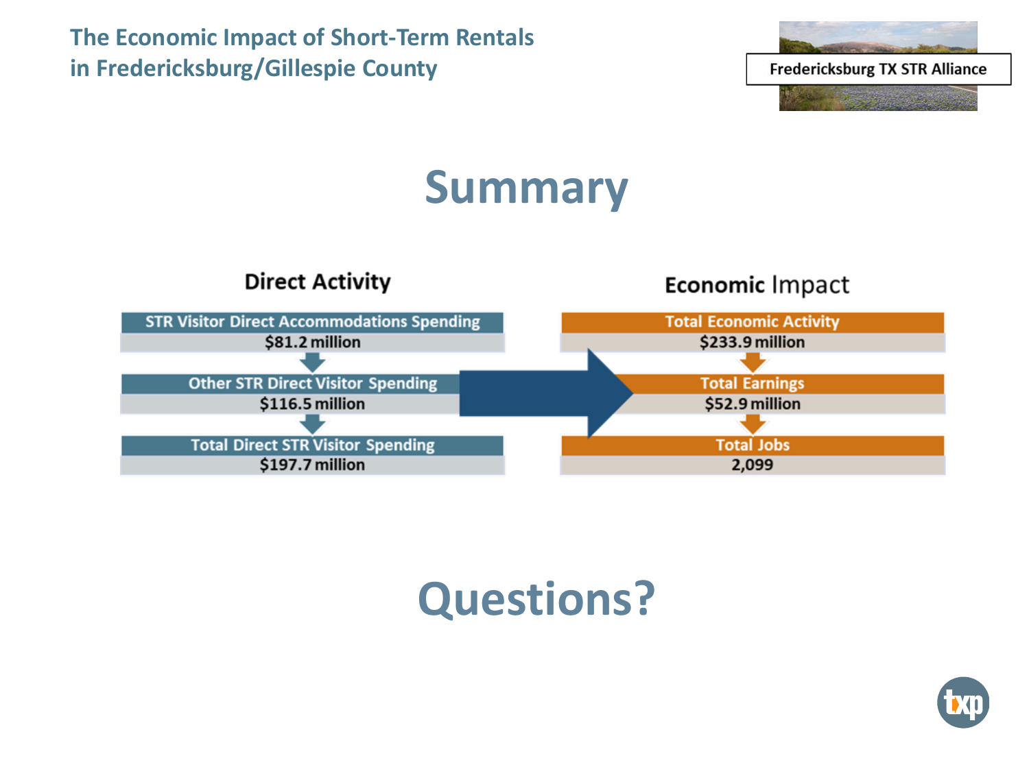The Economic Impact of Short-Term Rentals in Fredericksburg/Gillespie County

Fredericksburg TX STR Alliance

# Summary

**Direct Activity**

STR Visitor Direct Accommodations Spending
$81.2 million

Other STR Direct Visitor Spending
$116.5 million

Total Direct STR Visitor Spending
$197.7 million

**Economic Impact**

Total Economic Activity
$233.9 million

Total Earnings
$52.9 million

Total Jobs
2,099

# Questions?